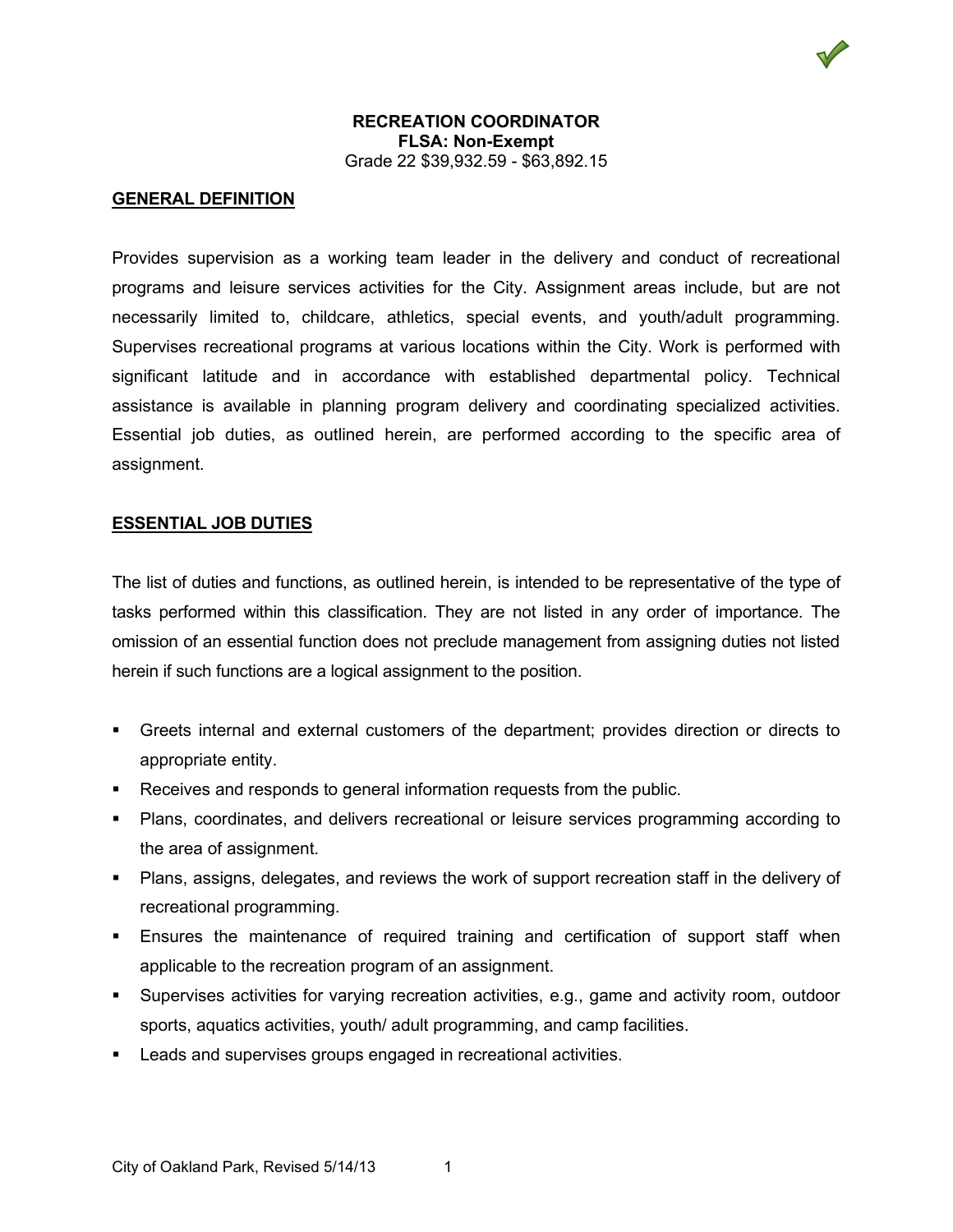# RECREATION COORDINATOR

**FLSA: Non-Exempt**

Grade 22 $39,932.59 - $63,892.15

## GENERAL DEFINITION

Provides supervision as a working team leader in the delivery and conduct of recreational programs and leisure services activities for the City. Assignment areas include, but are not necessarily limited to, childcare, athletics, special events, and youth/adult programming. Supervises recreational programs at various locations within the City. Work is performed with significant latitude and in accordance with established departmental policy. Technical assistance is available in planning program delivery and coordinating specialized activities. Essential job duties, as outlined herein, are performed according to the specific area of assignment.

## ESSENTIAL JOB DUTIES

The list of duties and functions, as outlined herein, is intended to be representative of the type of tasks performed within this classification. They are not listed in any order of importance. The omission of an essential function does not preclude management from assigning duties not listed herein if such functions are a logical assignment to the position.

- Greets internal and external customers of the department; provides direction or directs to appropriate entity.
- Receives and responds to general information requests from the public.
- Plans, coordinates, and delivers recreational or leisure services programming according to the area of assignment.
- Plans, assigns, delegates, and reviews the work of support recreation staff in the delivery of recreational programming.
- Ensures the maintenance of required training and certification of support staff when applicable to the recreation program of an assignment.
- Supervises activities for varying recreation activities, e.g., game and activity room, outdoor sports, aquatics activities, youth/ adult programming, and camp facilities.
- Leads and supervises groups engaged in recreational activities.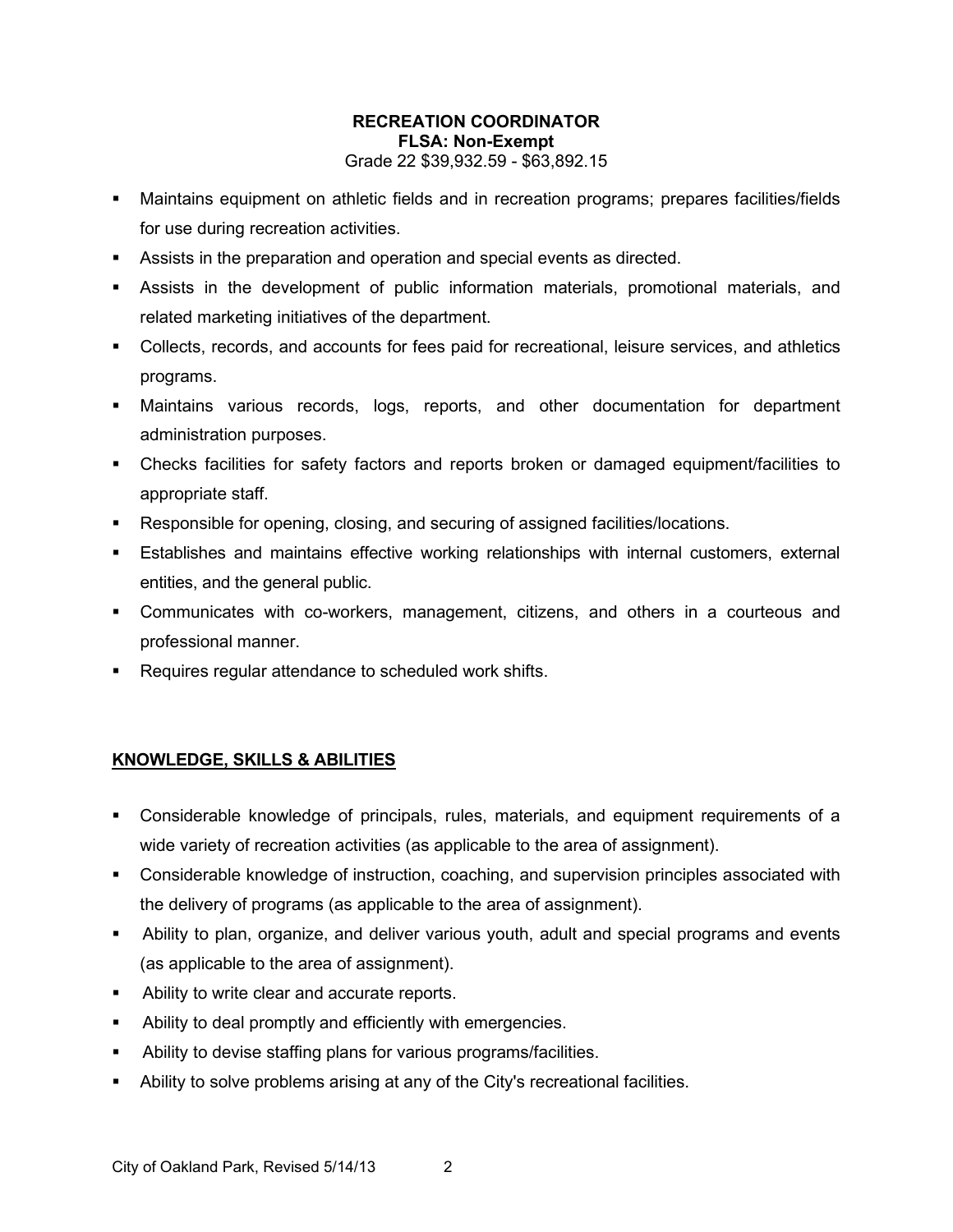**RECREATION COORDINATOR**
**FLSA: Non-Exempt**
Grade 22 $39,932.59 - $63,892.15

- Maintains equipment on athletic fields and in recreation programs; prepares facilities/fields for use during recreation activities.
- Assists in the preparation and operation and special events as directed.
- Assists in the development of public information materials, promotional materials, and related marketing initiatives of the department.
- Collects, records, and accounts for fees paid for recreational, leisure services, and athletics programs.
- Maintains various records, logs, reports, and other documentation for department administration purposes.
- Checks facilities for safety factors and reports broken or damaged equipment/facilities to appropriate staff.
- Responsible for opening, closing, and securing of assigned facilities/locations.
- Establishes and maintains effective working relationships with internal customers, external entities, and the general public.
- Communicates with co-workers, management, citizens, and others in a courteous and professional manner.
- Requires regular attendance to scheduled work shifts.

## KNOWLEDGE, SKILLS & ABILITIES

- Considerable knowledge of principals, rules, materials, and equipment requirements of a wide variety of recreation activities (as applicable to the area of assignment).
- Considerable knowledge of instruction, coaching, and supervision principles associated with the delivery of programs (as applicable to the area of assignment).
- Ability to plan, organize, and deliver various youth, adult and special programs and events (as applicable to the area of assignment).
- Ability to write clear and accurate reports.
- Ability to deal promptly and efficiently with emergencies.
- Ability to devise staffing plans for various programs/facilities.
- Ability to solve problems arising at any of the City's recreational facilities.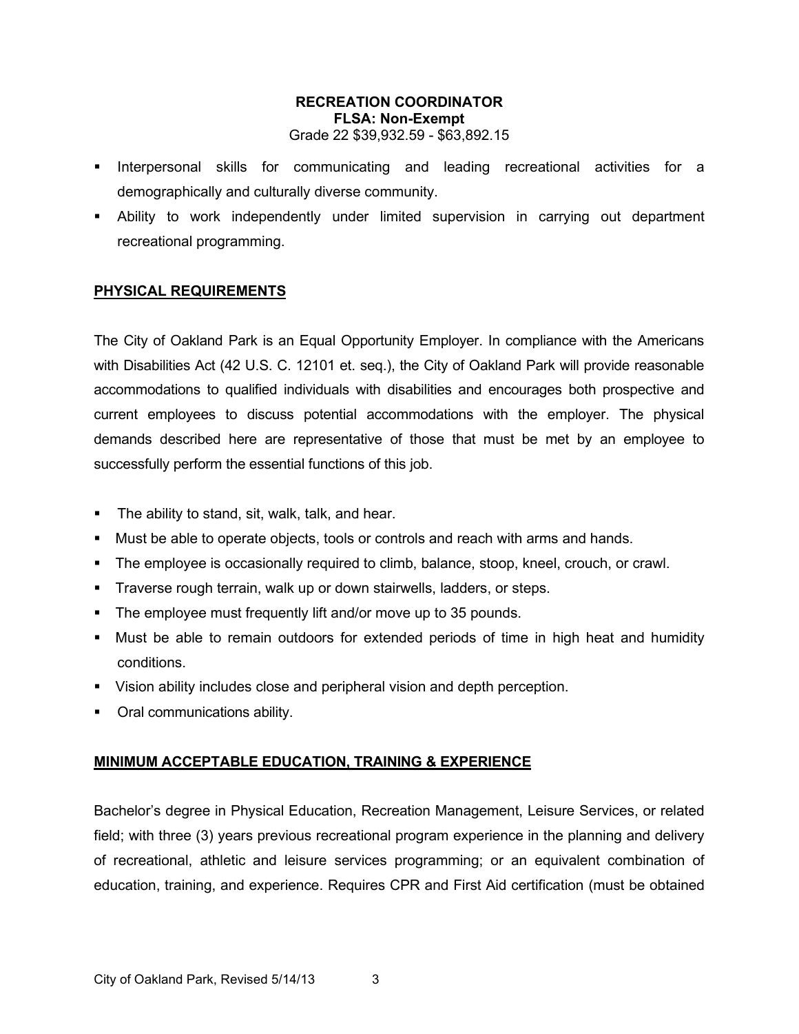**RECREATION COORDINATOR**
**FLSA: Non-Exempt**
Grade 22 $39,932.59 - $63,892.15

- Interpersonal skills for communicating and leading recreational activities for a demographically and culturally diverse community.
- Ability to work independently under limited supervision in carrying out department recreational programming.

## PHYSICAL REQUIREMENTS

The City of Oakland Park is an Equal Opportunity Employer. In compliance with the Americans with Disabilities Act (42 U.S. C. 12101 et. seq.), the City of Oakland Park will provide reasonable accommodations to qualified individuals with disabilities and encourages both prospective and current employees to discuss potential accommodations with the employer. The physical demands described here are representative of those that must be met by an employee to successfully perform the essential functions of this job.

- The ability to stand, sit, walk, talk, and hear.
- Must be able to operate objects, tools or controls and reach with arms and hands.
- The employee is occasionally required to climb, balance, stoop, kneel, crouch, or crawl.
- Traverse rough terrain, walk up or down stairwells, ladders, or steps.
- The employee must frequently lift and/or move up to 35 pounds.
- Must be able to remain outdoors for extended periods of time in high heat and humidity conditions.
- Vision ability includes close and peripheral vision and depth perception.
- Oral communications ability.

## MINIMUM ACCEPTABLE EDUCATION, TRAINING & EXPERIENCE

Bachelor's degree in Physical Education, Recreation Management, Leisure Services, or related field; with three (3) years previous recreational program experience in the planning and delivery of recreational, athletic and leisure services programming; or an equivalent combination of education, training, and experience. Requires CPR and First Aid certification (must be obtained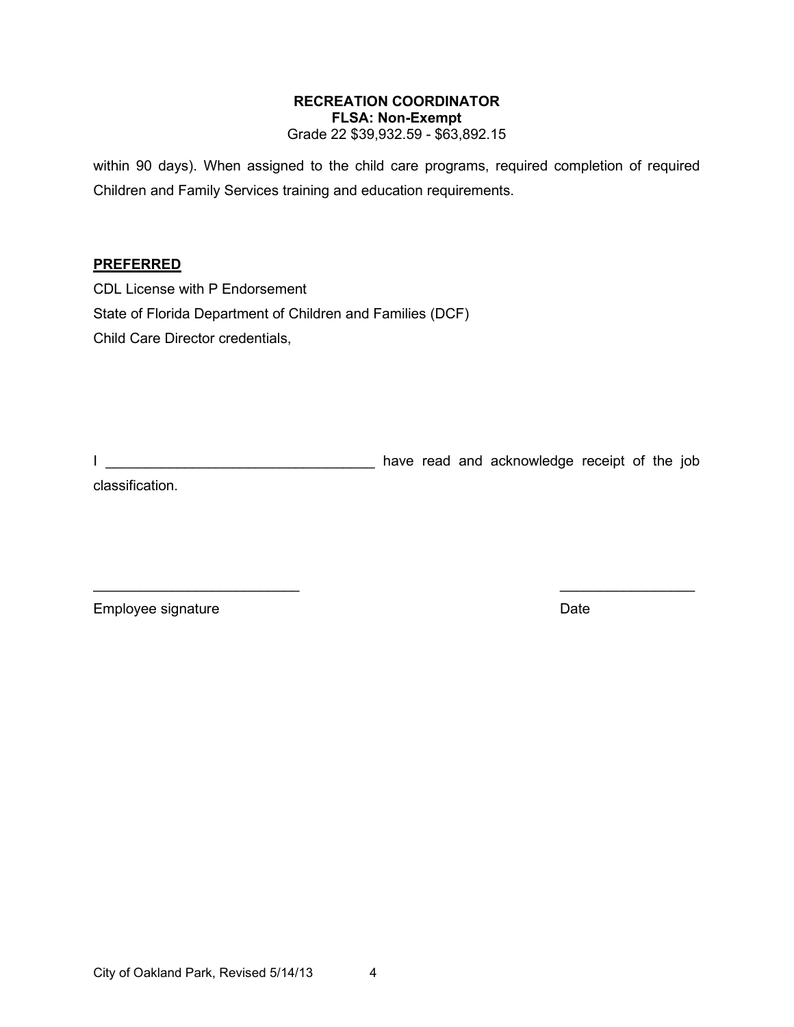**RECREATION COORDINATOR**
**FLSA: Non-Exempt**
Grade 22 $39,932.59 - $63,892.15

within 90 days). When assigned to the child care programs, required completion of required Children and Family Services training and education requirements.

**PREFERRED**

CDL License with P Endorsement
State of Florida Department of Children and Families (DCF)
Child Care Director credentials,

I ________________________________ have read and acknowledge receipt of the job classification.

__________________________ &nbsp;&nbsp;&nbsp;&nbsp;&nbsp;&nbsp;&nbsp;&nbsp;&nbsp;&nbsp; _________________

Employee signature &nbsp;&nbsp;&nbsp;&nbsp;&nbsp;&nbsp;&nbsp;&nbsp;&nbsp;&nbsp; Date

City of Oakland Park, Revised 5/14/13